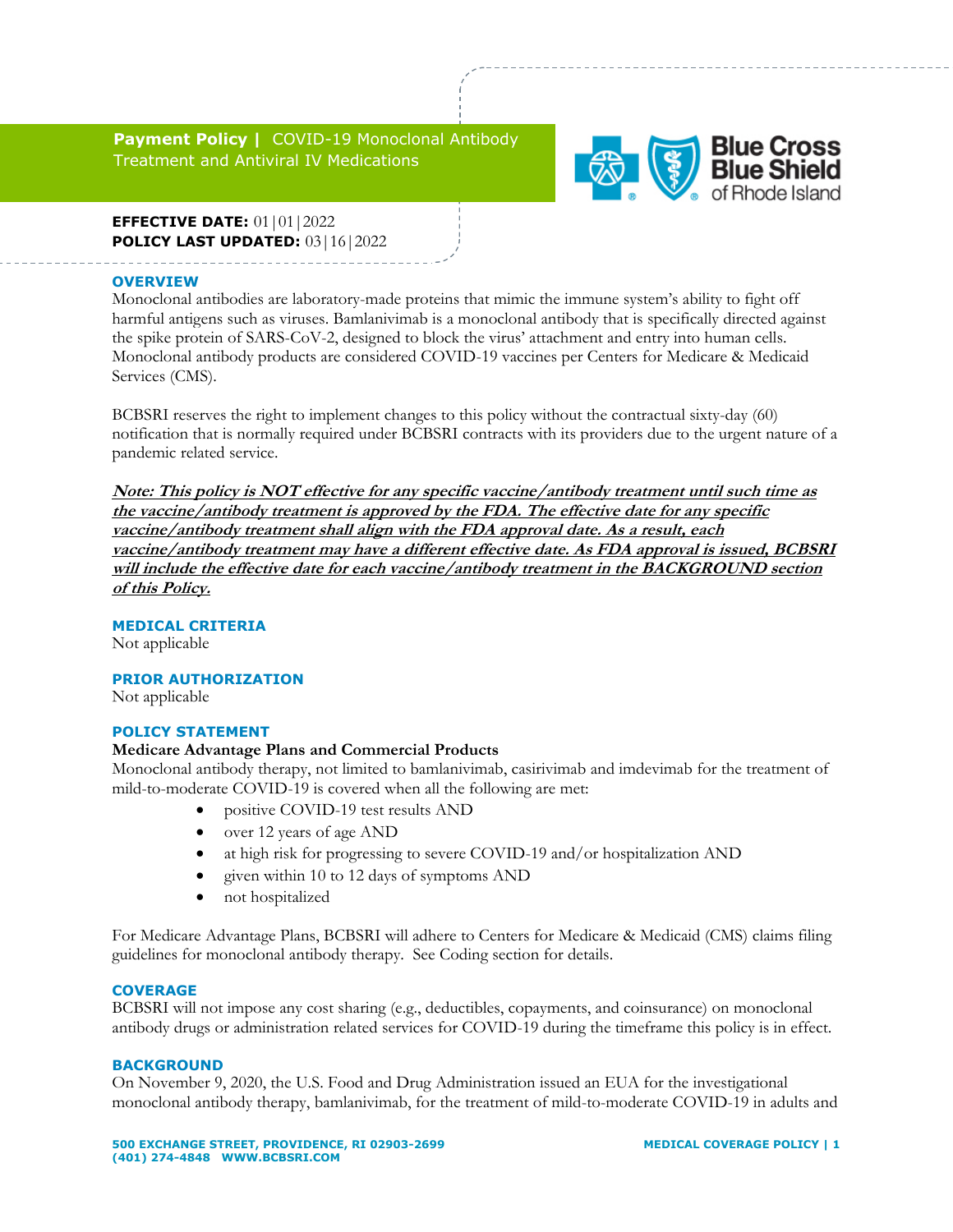**Payment Policy |** COVID-19 Monoclonal Antibody Treatment and Antiviral IV Medications

**EFFECTIVE DATE:** 01|01|2022
**POLICY LAST UPDATED:** 03|16|2022

## OVERVIEW

Monoclonal antibodies are laboratory-made proteins that mimic the immune system's ability to fight off harmful antigens such as viruses. Bamlanivimab is a monoclonal antibody that is specifically directed against the spike protein of SARS-CoV-2, designed to block the virus' attachment and entry into human cells. Monoclonal antibody products are considered COVID-19 vaccines per Centers for Medicare & Medicaid Services (CMS).

BCBSRI reserves the right to implement changes to this policy without the contractual sixty-day (60) notification that is normally required under BCBSRI contracts with its providers due to the urgent nature of a pandemic related service.

***Note: This policy is NOT effective for any specific vaccine/antibody treatment until such time as the vaccine/antibody treatment is approved by the FDA. The effective date for any specific vaccine/antibody treatment shall align with the FDA approval date. As a result, each vaccine/antibody treatment may have a different effective date. As FDA approval is issued, BCBSRI will include the effective date for each vaccine/antibody treatment in the BACKGROUND section of this Policy.***

## MEDICAL CRITERIA

Not applicable

## PRIOR AUTHORIZATION

Not applicable

## POLICY STATEMENT

**Medicare Advantage Plans and Commercial Products**

Monoclonal antibody therapy, not limited to bamlanivimab, casirivimab and imdevimab for the treatment of mild-to-moderate COVID-19 is covered when all the following are met:

- positive COVID-19 test results AND
- over 12 years of age AND
- at high risk for progressing to severe COVID-19 and/or hospitalization AND
- given within 10 to 12 days of symptoms AND
- not hospitalized

For Medicare Advantage Plans, BCBSRI will adhere to Centers for Medicare & Medicaid (CMS) claims filing guidelines for monoclonal antibody therapy. See Coding section for details.

## COVERAGE

BCBSRI will not impose any cost sharing (e.g., deductibles, copayments, and coinsurance) on monoclonal antibody drugs or administration related services for COVID-19 during the timeframe this policy is in effect.

## BACKGROUND

On November 9, 2020, the U.S. Food and Drug Administration issued an EUA for the investigational monoclonal antibody therapy, bamlanivimab, for the treatment of mild-to-moderate COVID-19 in adults and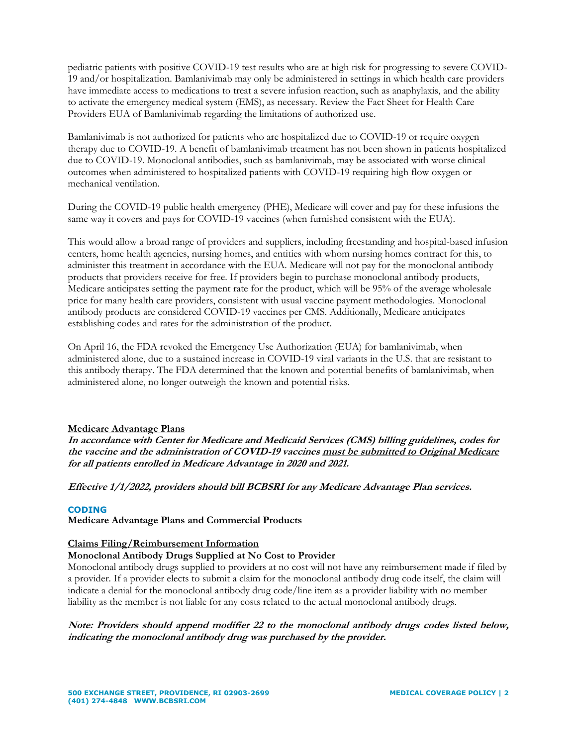pediatric patients with positive COVID-19 test results who are at high risk for progressing to severe COVID-19 and/or hospitalization. Bamlanivimab may only be administered in settings in which health care providers have immediate access to medications to treat a severe infusion reaction, such as anaphylaxis, and the ability to activate the emergency medical system (EMS), as necessary. Review the Fact Sheet for Health Care Providers EUA of Bamlanivimab regarding the limitations of authorized use.

Bamlanivimab is not authorized for patients who are hospitalized due to COVID-19 or require oxygen therapy due to COVID-19. A benefit of bamlanivimab treatment has not been shown in patients hospitalized due to COVID-19. Monoclonal antibodies, such as bamlanivimab, may be associated with worse clinical outcomes when administered to hospitalized patients with COVID-19 requiring high flow oxygen or mechanical ventilation.

During the COVID-19 public health emergency (PHE), Medicare will cover and pay for these infusions the same way it covers and pays for COVID-19 vaccines (when furnished consistent with the EUA).

This would allow a broad range of providers and suppliers, including freestanding and hospital-based infusion centers, home health agencies, nursing homes, and entities with whom nursing homes contract for this, to administer this treatment in accordance with the EUA. Medicare will not pay for the monoclonal antibody products that providers receive for free. If providers begin to purchase monoclonal antibody products, Medicare anticipates setting the payment rate for the product, which will be 95% of the average wholesale price for many health care providers, consistent with usual vaccine payment methodologies. Monoclonal antibody products are considered COVID-19 vaccines per CMS. Additionally, Medicare anticipates establishing codes and rates for the administration of the product.

On April 16, the FDA revoked the Emergency Use Authorization (EUA) for bamlanivimab, when administered alone, due to a sustained increase in COVID-19 viral variants in the U.S. that are resistant to this antibody therapy. The FDA determined that the known and potential benefits of bamlanivimab, when administered alone, no longer outweigh the known and potential risks.

**Medicare Advantage Plans**

***In accordance with Center for Medicare and Medicaid Services (CMS) billing guidelines, codes for the vaccine and the administration of COVID-19 vaccines must be submitted to Original Medicare for all patients enrolled in Medicare Advantage in 2020 and 2021.***

***Effective 1/1/2022, providers should bill BCBSRI for any Medicare Advantage Plan services.***

## CODING

**Medicare Advantage Plans and Commercial Products**

**Claims Filing/Reimbursement Information**

**Monoclonal Antibody Drugs Supplied at No Cost to Provider**

Monoclonal antibody drugs supplied to providers at no cost will not have any reimbursement made if filed by a provider. If a provider elects to submit a claim for the monoclonal antibody drug code itself, the claim will indicate a denial for the monoclonal antibody drug code/line item as a provider liability with no member liability as the member is not liable for any costs related to the actual monoclonal antibody drugs.

***Note: Providers should append modifier 22 to the monoclonal antibody drugs codes listed below, indicating the monoclonal antibody drug was purchased by the provider.***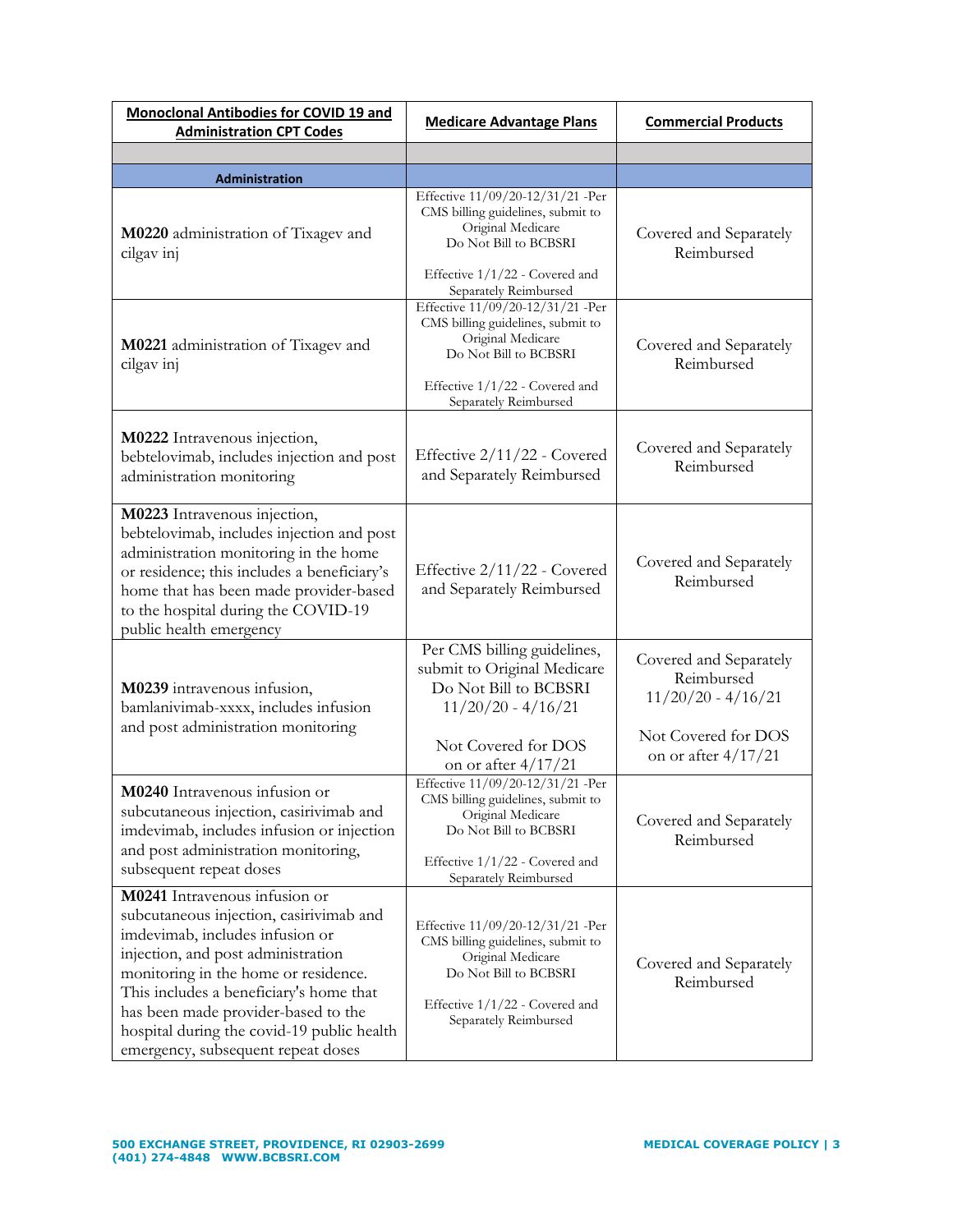| Monoclonal Antibodies for COVID 19 and Administration CPT Codes | Medicare Advantage Plans | Commercial Products |
|---|---|---|
| | | |
| **Administration** | | |
| **M0220** administration of Tixagev and cilgav inj | Effective 11/09/20-12/31/21 -Per CMS billing guidelines, submit to Original Medicare Do Not Bill to BCBSRI<br><br>Effective 1/1/22 - Covered and Separately Reimbursed | Covered and Separately Reimbursed |
| **M0221** administration of Tixagev and cilgav inj | Effective 11/09/20-12/31/21 -Per CMS billing guidelines, submit to Original Medicare Do Not Bill to BCBSRI<br><br>Effective 1/1/22 - Covered and Separately Reimbursed | Covered and Separately Reimbursed |
| **M0222** Intravenous injection, bebtelovimab, includes injection and post administration monitoring | Effective 2/11/22 - Covered and Separately Reimbursed | Covered and Separately Reimbursed |
| **M0223** Intravenous injection, bebtelovimab, includes injection and post administration monitoring in the home or residence; this includes a beneficiary's home that has been made provider-based to the hospital during the COVID-19 public health emergency | Effective 2/11/22 - Covered and Separately Reimbursed | Covered and Separately Reimbursed |
| **M0239** intravenous infusion, bamlanivimab-xxxx, includes infusion and post administration monitoring | Per CMS billing guidelines, submit to Original Medicare Do Not Bill to BCBSRI 11/20/20 - 4/16/21<br><br>Not Covered for DOS on or after 4/17/21 | Covered and Separately Reimbursed 11/20/20 - 4/16/21<br><br>Not Covered for DOS on or after 4/17/21 |
| **M0240** Intravenous infusion or subcutaneous injection, casirivimab and imdevimab, includes infusion or injection and post administration monitoring, subsequent repeat doses | Effective 11/09/20-12/31/21 -Per CMS billing guidelines, submit to Original Medicare Do Not Bill to BCBSRI<br><br>Effective 1/1/22 - Covered and Separately Reimbursed | Covered and Separately Reimbursed |
| **M0241** Intravenous infusion or subcutaneous injection, casirivimab and imdevimab, includes infusion or injection, and post administration monitoring in the home or residence. This includes a beneficiary's home that has been made provider-based to the hospital during the covid-19 public health emergency, subsequent repeat doses | Effective 11/09/20-12/31/21 -Per CMS billing guidelines, submit to Original Medicare Do Not Bill to BCBSRI<br><br>Effective 1/1/22 - Covered and Separately Reimbursed | Covered and Separately Reimbursed |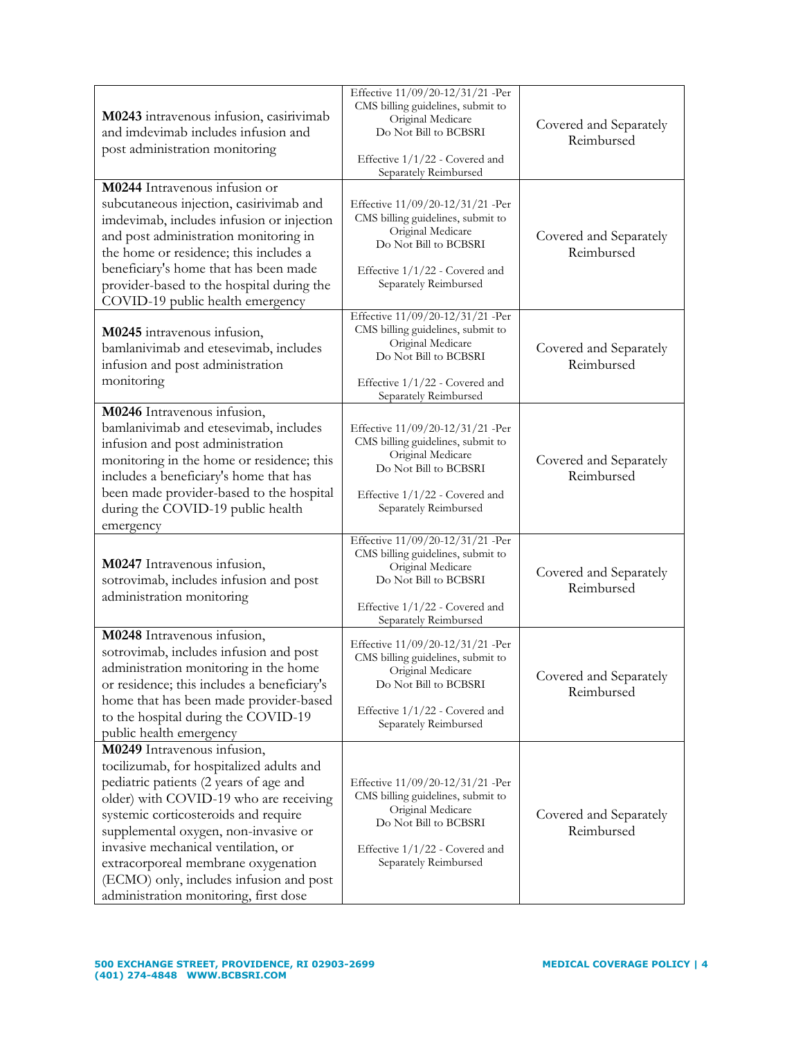| | | |
|---|---|---|
| **M0243** intravenous infusion, casirivimab and imdevimab includes infusion and post administration monitoring | Effective 11/09/20-12/31/21 -Per CMS billing guidelines, submit to Original Medicare Do Not Bill to BCBSRI<br><br>Effective 1/1/22 - Covered and Separately Reimbursed | Covered and Separately Reimbursed |
| **M0244** Intravenous infusion or subcutaneous injection, casirivimab and imdevimab, includes infusion or injection and post administration monitoring in the home or residence; this includes a beneficiary's home that has been made provider-based to the hospital during the COVID-19 public health emergency | Effective 11/09/20-12/31/21 -Per CMS billing guidelines, submit to Original Medicare Do Not Bill to BCBSRI<br><br>Effective 1/1/22 - Covered and Separately Reimbursed | Covered and Separately Reimbursed |
| **M0245** intravenous infusion, bamlanivimab and etesevimab, includes infusion and post administration monitoring | Effective 11/09/20-12/31/21 -Per CMS billing guidelines, submit to Original Medicare Do Not Bill to BCBSRI<br><br>Effective 1/1/22 - Covered and Separately Reimbursed | Covered and Separately Reimbursed |
| **M0246** Intravenous infusion, bamlanivimab and etesevimab, includes infusion and post administration monitoring in the home or residence; this includes a beneficiary's home that has been made provider-based to the hospital during the COVID-19 public health emergency | Effective 11/09/20-12/31/21 -Per CMS billing guidelines, submit to Original Medicare Do Not Bill to BCBSRI<br><br>Effective 1/1/22 - Covered and Separately Reimbursed | Covered and Separately Reimbursed |
| **M0247** Intravenous infusion, sotrovimab, includes infusion and post administration monitoring | Effective 11/09/20-12/31/21 -Per CMS billing guidelines, submit to Original Medicare Do Not Bill to BCBSRI<br><br>Effective 1/1/22 - Covered and Separately Reimbursed | Covered and Separately Reimbursed |
| **M0248** Intravenous infusion, sotrovimab, includes infusion and post administration monitoring in the home or residence; this includes a beneficiary's home that has been made provider-based to the hospital during the COVID-19 public health emergency | Effective 11/09/20-12/31/21 -Per CMS billing guidelines, submit to Original Medicare Do Not Bill to BCBSRI<br><br>Effective 1/1/22 - Covered and Separately Reimbursed | Covered and Separately Reimbursed |
| **M0249** Intravenous infusion, tocilizumab, for hospitalized adults and pediatric patients (2 years of age and older) with COVID-19 who are receiving systemic corticosteroids and require supplemental oxygen, non-invasive or invasive mechanical ventilation, or extracorporeal membrane oxygenation (ECMO) only, includes infusion and post administration monitoring, first dose | Effective 11/09/20-12/31/21 -Per CMS billing guidelines, submit to Original Medicare Do Not Bill to BCBSRI<br><br>Effective 1/1/22 - Covered and Separately Reimbursed | Covered and Separately Reimbursed |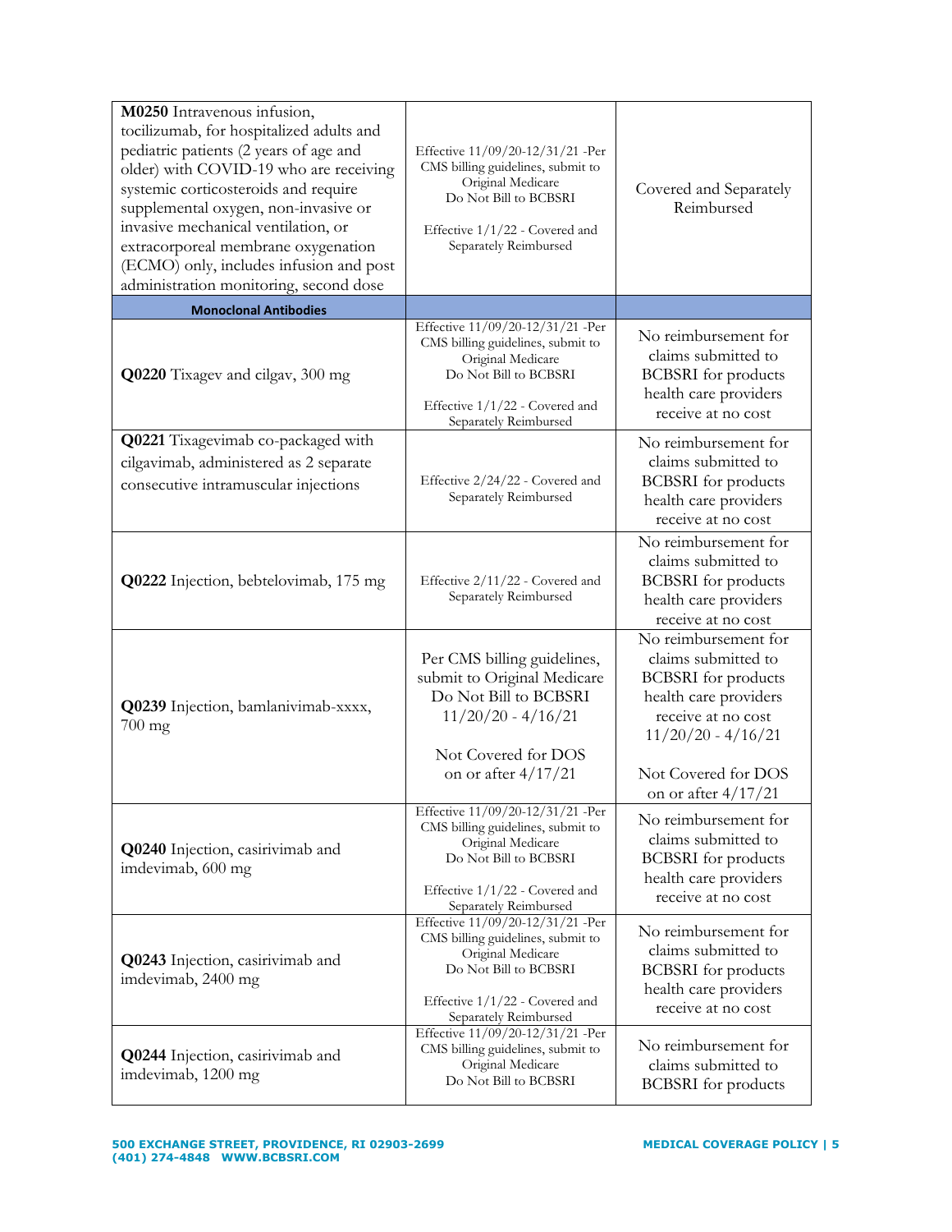| | | |
|---|---|---|
| **M0250** Intravenous infusion, tocilizumab, for hospitalized adults and pediatric patients (2 years of age and older) with COVID-19 who are receiving systemic corticosteroids and require supplemental oxygen, non-invasive or invasive mechanical ventilation, or extracorporeal membrane oxygenation (ECMO) only, includes infusion and post administration monitoring, second dose | Effective 11/09/20-12/31/21 -Per CMS billing guidelines, submit to Original Medicare Do Not Bill to BCBSRI<br><br>Effective 1/1/22 - Covered and Separately Reimbursed | Covered and Separately Reimbursed |
| **Monoclonal Antibodies** | | |
| **Q0220** Tixagev and cilgav, 300 mg | Effective 11/09/20-12/31/21 -Per CMS billing guidelines, submit to Original Medicare Do Not Bill to BCBSRI<br><br>Effective 1/1/22 - Covered and Separately Reimbursed | No reimbursement for claims submitted to BCBSRI for products health care providers receive at no cost |
| **Q0221** Tixagevimab co-packaged with cilgavimab, administered as 2 separate consecutive intramuscular injections | Effective 2/24/22 - Covered and Separately Reimbursed | No reimbursement for claims submitted to BCBSRI for products health care providers receive at no cost |
| **Q0222** Injection, bebtelovimab, 175 mg | Effective 2/11/22 - Covered and Separately Reimbursed | No reimbursement for claims submitted to BCBSRI for products health care providers receive at no cost |
| **Q0239** Injection, bamlanivimab-xxxx, 700 mg | Per CMS billing guidelines, submit to Original Medicare Do Not Bill to BCBSRI 11/20/20 - 4/16/21<br><br>Not Covered for DOS on or after 4/17/21 | No reimbursement for claims submitted to BCBSRI for products health care providers receive at no cost 11/20/20 - 4/16/21<br><br>Not Covered for DOS on or after 4/17/21 |
| **Q0240** Injection, casirivimab and imdevimab, 600 mg | Effective 11/09/20-12/31/21 -Per CMS billing guidelines, submit to Original Medicare Do Not Bill to BCBSRI<br><br>Effective 1/1/22 - Covered and Separately Reimbursed | No reimbursement for claims submitted to BCBSRI for products health care providers receive at no cost |
| **Q0243** Injection, casirivimab and imdevimab, 2400 mg | Effective 11/09/20-12/31/21 -Per CMS billing guidelines, submit to Original Medicare Do Not Bill to BCBSRI<br><br>Effective 1/1/22 - Covered and Separately Reimbursed | No reimbursement for claims submitted to BCBSRI for products health care providers receive at no cost |
| **Q0244** Injection, casirivimab and imdevimab, 1200 mg | Effective 11/09/20-12/31/21 -Per CMS billing guidelines, submit to Original Medicare Do Not Bill to BCBSRI | No reimbursement for claims submitted to BCBSRI for products |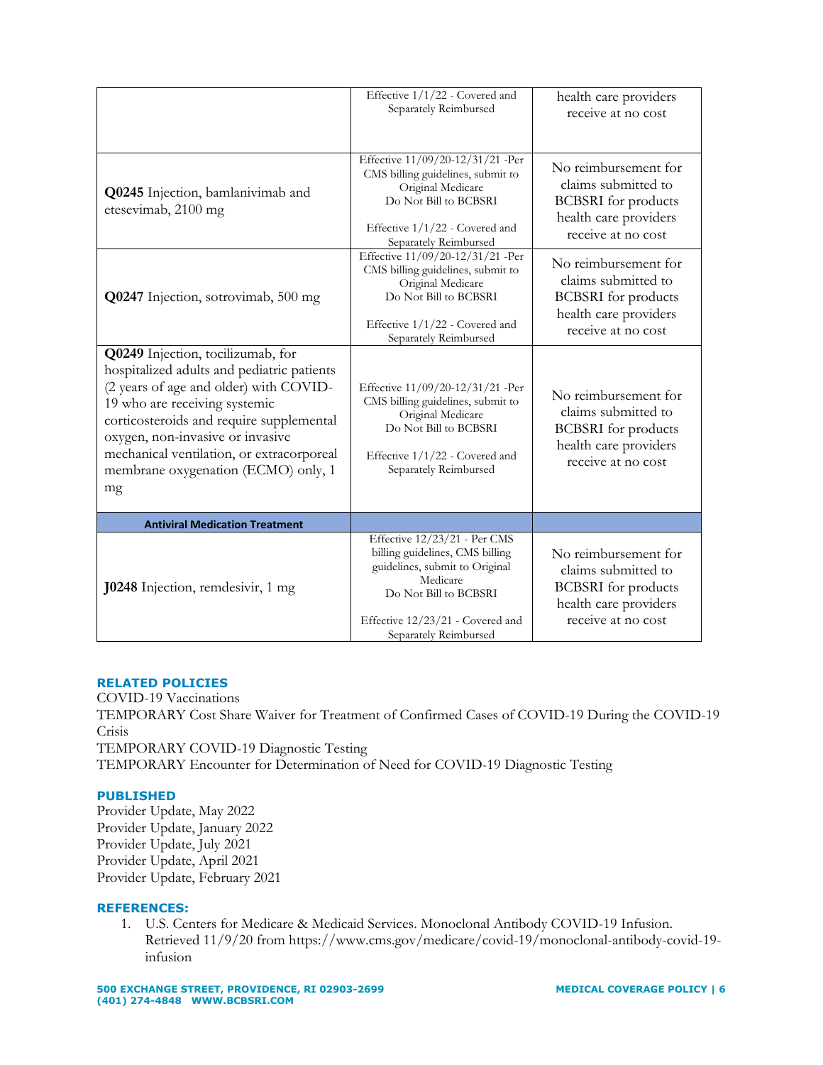| | | |
|---|---|---|
| | Effective 1/1/22 - Covered and Separately Reimbursed | health care providers receive at no cost |
| **Q0245** Injection, bamlanivimab and etesevimab, 2100 mg | Effective 11/09/20-12/31/21 -Per CMS billing guidelines, submit to Original Medicare<br>Do Not Bill to BCBSRI<br><br>Effective 1/1/22 - Covered and Separately Reimbursed | No reimbursement for claims submitted to BCBSRI for products health care providers receive at no cost |
| **Q0247** Injection, sotrovimab, 500 mg | Effective 11/09/20-12/31/21 -Per CMS billing guidelines, submit to Original Medicare<br>Do Not Bill to BCBSRI<br><br>Effective 1/1/22 - Covered and Separately Reimbursed | No reimbursement for claims submitted to BCBSRI for products health care providers receive at no cost |
| **Q0249** Injection, tocilizumab, for hospitalized adults and pediatric patients (2 years of age and older) with COVID-19 who are receiving systemic corticosteroids and require supplemental oxygen, non-invasive or invasive mechanical ventilation, or extracorporeal membrane oxygenation (ECMO) only, 1 mg | Effective 11/09/20-12/31/21 -Per CMS billing guidelines, submit to Original Medicare<br>Do Not Bill to BCBSRI<br><br>Effective 1/1/22 - Covered and Separately Reimbursed | No reimbursement for claims submitted to BCBSRI for products health care providers receive at no cost |
| **Antiviral Medication Treatment** | | |
| **J0248** Injection, remdesivir, 1 mg | Effective 12/23/21 - Per CMS billing guidelines, CMS billing guidelines, submit to Original Medicare<br>Do Not Bill to BCBSRI<br><br>Effective 12/23/21 - Covered and Separately Reimbursed | No reimbursement for claims submitted to BCBSRI for products health care providers receive at no cost |

## RELATED POLICIES

COVID-19 Vaccinations
TEMPORARY Cost Share Waiver for Treatment of Confirmed Cases of COVID-19 During the COVID-19 Crisis
TEMPORARY COVID-19 Diagnostic Testing
TEMPORARY Encounter for Determination of Need for COVID-19 Diagnostic Testing

## PUBLISHED

Provider Update, May 2022
Provider Update, January 2022
Provider Update, July 2021
Provider Update, April 2021
Provider Update, February 2021

## REFERENCES:

1. U.S. Centers for Medicare & Medicaid Services. Monoclonal Antibody COVID-19 Infusion. Retrieved 11/9/20 from https://www.cms.gov/medicare/covid-19/monoclonal-antibody-covid-19-infusion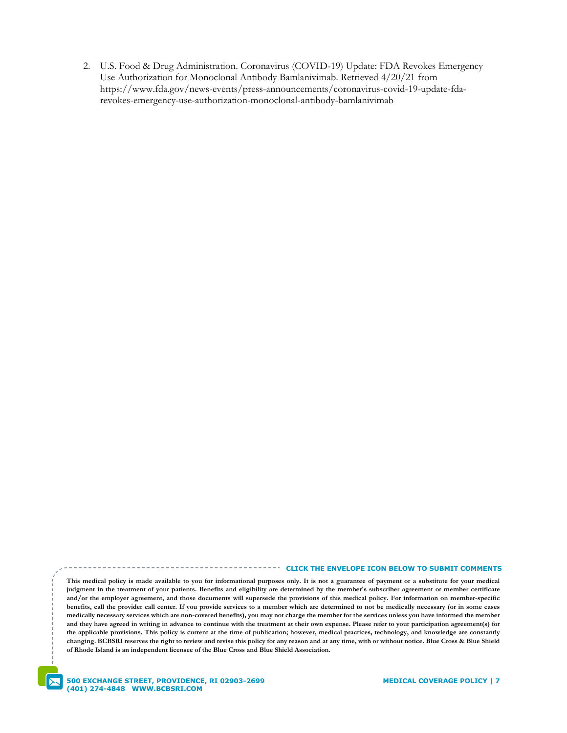2. U.S. Food & Drug Administration. Coronavirus (COVID-19) Update: FDA Revokes Emergency Use Authorization for Monoclonal Antibody Bamlanivimab. Retrieved 4/20/21 from https://www.fda.gov/news-events/press-announcements/coronavirus-covid-19-update-fda-revokes-emergency-use-authorization-monoclonal-antibody-bamlanivimab

**CLICK THE ENVELOPE ICON BELOW TO SUBMIT COMMENTS**

**This medical policy is made available to you for informational purposes only. It is not a guarantee of payment or a substitute for your medical judgment in the treatment of your patients. Benefits and eligibility are determined by the member's subscriber agreement or member certificate and/or the employer agreement, and those documents will supersede the provisions of this medical policy. For information on member-specific benefits, call the provider call center. If you provide services to a member which are determined to not be medically necessary (or in some cases medically necessary services which are non-covered benefits), you may not charge the member for the services unless you have informed the member and they have agreed in writing in advance to continue with the treatment at their own expense. Please refer to your participation agreement(s) for the applicable provisions. This policy is current at the time of publication; however, medical practices, technology, and knowledge are constantly changing. BCBSRI reserves the right to review and revise this policy for any reason and at any time, with or without notice. Blue Cross & Blue Shield of Rhode Island is an independent licensee of the Blue Cross and Blue Shield Association.**

**500 EXCHANGE STREET, PROVIDENCE, RI 02903-2699**
**(401) 274-4848 WWW.BCBSRI.COM**